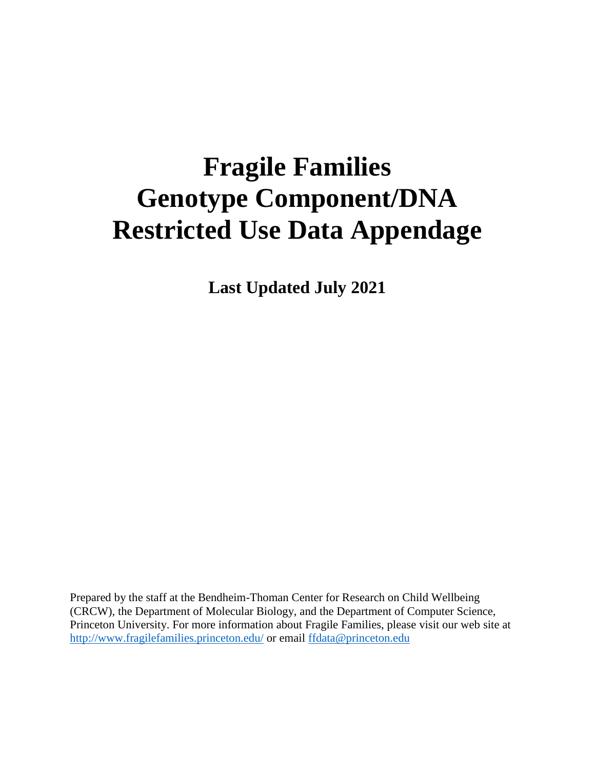# Fragile Families Genotype Component/DNA Restricted Use Data Appendage

**Last Updated July 2021**

Prepared by the staff at the Bendheim-Thoman Center for Research on Child Wellbeing (CRCW), the Department of Molecular Biology, and the Department of Computer Science, Princeton University. For more information about Fragile Families, please visit our web site at http://www.fragilefamilies.princeton.edu/ or email ffdata@princeton.edu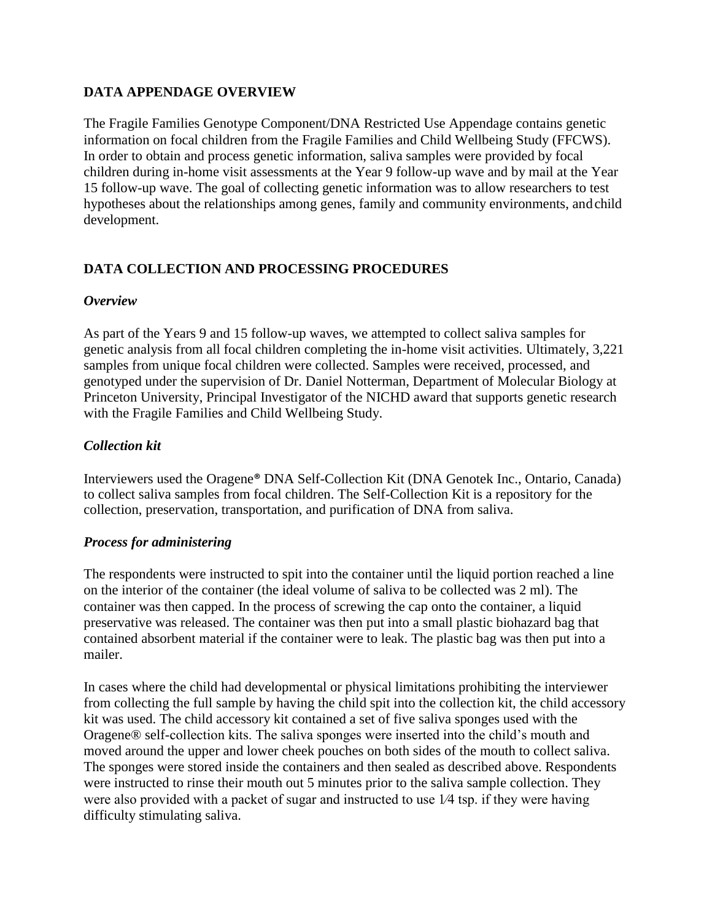## DATA APPENDAGE OVERVIEW

The Fragile Families Genotype Component/DNA Restricted Use Appendage contains genetic information on focal children from the Fragile Families and Child Wellbeing Study (FFCWS). In order to obtain and process genetic information, saliva samples were provided by focal children during in-home visit assessments at the Year 9 follow-up wave and by mail at the Year 15 follow-up wave. The goal of collecting genetic information was to allow researchers to test hypotheses about the relationships among genes, family and community environments, and child development.

## DATA COLLECTION AND PROCESSING PROCEDURES

### *Overview*

As part of the Years 9 and 15 follow-up waves, we attempted to collect saliva samples for genetic analysis from all focal children completing the in-home visit activities. Ultimately, 3,221 samples from unique focal children were collected. Samples were received, processed, and genotyped under the supervision of Dr. Daniel Notterman, Department of Molecular Biology at Princeton University, Principal Investigator of the NICHD award that supports genetic research with the Fragile Families and Child Wellbeing Study.

### *Collection kit*

Interviewers used the Oragene® DNA Self-Collection Kit (DNA Genotek Inc., Ontario, Canada) to collect saliva samples from focal children. The Self-Collection Kit is a repository for the collection, preservation, transportation, and purification of DNA from saliva.

### *Process for administering*

The respondents were instructed to spit into the container until the liquid portion reached a line on the interior of the container (the ideal volume of saliva to be collected was 2 ml). The container was then capped. In the process of screwing the cap onto the container, a liquid preservative was released. The container was then put into a small plastic biohazard bag that contained absorbent material if the container were to leak. The plastic bag was then put into a mailer.

In cases where the child had developmental or physical limitations prohibiting the interviewer from collecting the full sample by having the child spit into the collection kit, the child accessory kit was used. The child accessory kit contained a set of five saliva sponges used with the Oragene® self-collection kits. The saliva sponges were inserted into the child's mouth and moved around the upper and lower cheek pouches on both sides of the mouth to collect saliva. The sponges were stored inside the containers and then sealed as described above. Respondents were instructed to rinse their mouth out 5 minutes prior to the saliva sample collection. They were also provided with a packet of sugar and instructed to use 1⁄4 tsp. if they were having difficulty stimulating saliva.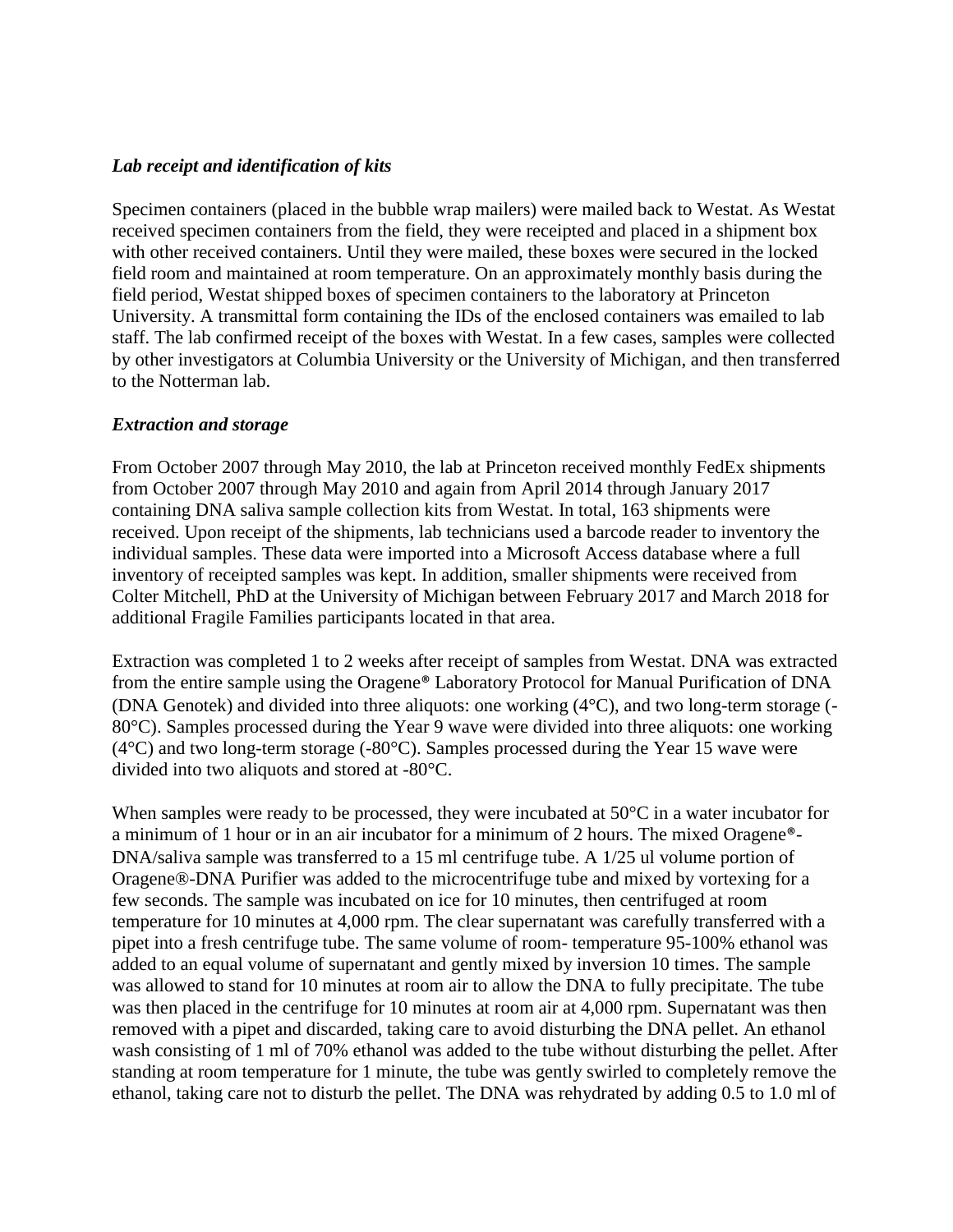### *Lab receipt and identification of kits*

Specimen containers (placed in the bubble wrap mailers) were mailed back to Westat. As Westat received specimen containers from the field, they were receipted and placed in a shipment box with other received containers. Until they were mailed, these boxes were secured in the locked field room and maintained at room temperature. On an approximately monthly basis during the field period, Westat shipped boxes of specimen containers to the laboratory at Princeton University. A transmittal form containing the IDs of the enclosed containers was emailed to lab staff. The lab confirmed receipt of the boxes with Westat. In a few cases, samples were collected by other investigators at Columbia University or the University of Michigan, and then transferred to the Notterman lab.

### *Extraction and storage*

From October 2007 through May 2010, the lab at Princeton received monthly FedEx shipments from October 2007 through May 2010 and again from April 2014 through January 2017 containing DNA saliva sample collection kits from Westat. In total, 163 shipments were received. Upon receipt of the shipments, lab technicians used a barcode reader to inventory the individual samples. These data were imported into a Microsoft Access database where a full inventory of receipted samples was kept. In addition, smaller shipments were received from Colter Mitchell, PhD at the University of Michigan between February 2017 and March 2018 for additional Fragile Families participants located in that area.

Extraction was completed 1 to 2 weeks after receipt of samples from Westat. DNA was extracted from the entire sample using the Oragene® Laboratory Protocol for Manual Purification of DNA (DNA Genotek) and divided into three aliquots: one working (4°C), and two long-term storage (-80°C). Samples processed during the Year 9 wave were divided into three aliquots: one working (4°C) and two long-term storage (-80°C). Samples processed during the Year 15 wave were divided into two aliquots and stored at -80°C.

When samples were ready to be processed, they were incubated at 50°C in a water incubator for a minimum of 1 hour or in an air incubator for a minimum of 2 hours. The mixed Oragene®-DNA/saliva sample was transferred to a 15 ml centrifuge tube. A 1/25 ul volume portion of Oragene®-DNA Purifier was added to the microcentrifuge tube and mixed by vortexing for a few seconds. The sample was incubated on ice for 10 minutes, then centrifuged at room temperature for 10 minutes at 4,000 rpm. The clear supernatant was carefully transferred with a pipet into a fresh centrifuge tube. The same volume of room- temperature 95-100% ethanol was added to an equal volume of supernatant and gently mixed by inversion 10 times. The sample was allowed to stand for 10 minutes at room air to allow the DNA to fully precipitate. The tube was then placed in the centrifuge for 10 minutes at room air at 4,000 rpm. Supernatant was then removed with a pipet and discarded, taking care to avoid disturbing the DNA pellet. An ethanol wash consisting of 1 ml of 70% ethanol was added to the tube without disturbing the pellet. After standing at room temperature for 1 minute, the tube was gently swirled to completely remove the ethanol, taking care not to disturb the pellet. The DNA was rehydrated by adding 0.5 to 1.0 ml of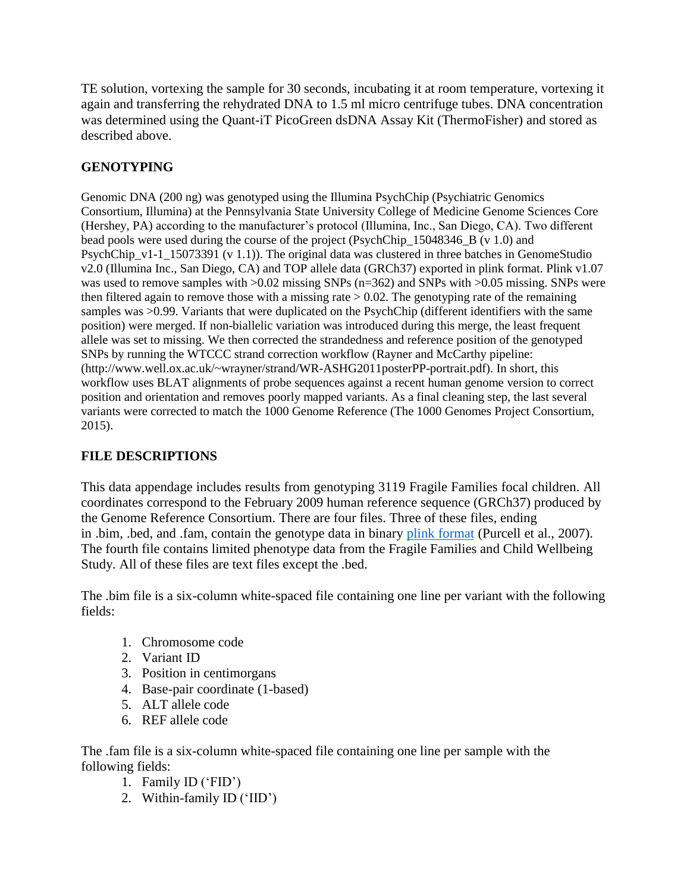TE solution, vortexing the sample for 30 seconds, incubating it at room temperature, vortexing it again and transferring the rehydrated DNA to 1.5 ml micro centrifuge tubes. DNA concentration was determined using the Quant-iT PicoGreen dsDNA Assay Kit (ThermoFisher) and stored as described above.

## GENOTYPING

Genomic DNA (200 ng) was genotyped using the Illumina PsychChip (Psychiatric Genomics Consortium, Illumina) at the Pennsylvania State University College of Medicine Genome Sciences Core (Hershey, PA) according to the manufacturer's protocol (Illumina, Inc., San Diego, CA). Two different bead pools were used during the course of the project (PsychChip_15048346_B (v 1.0) and PsychChip_v1-1_15073391 (v 1.1)). The original data was clustered in three batches in GenomeStudio v2.0 (Illumina Inc., San Diego, CA) and TOP allele data (GRCh37) exported in plink format. Plink v1.07 was used to remove samples with >0.02 missing SNPs (n=362) and SNPs with >0.05 missing. SNPs were then filtered again to remove those with a missing rate > 0.02. The genotyping rate of the remaining samples was >0.99. Variants that were duplicated on the PsychChip (different identifiers with the same position) were merged. If non-biallelic variation was introduced during this merge, the least frequent allele was set to missing. We then corrected the strandedness and reference position of the genotyped SNPs by running the WTCCC strand correction workflow (Rayner and McCarthy pipeline: (http://www.well.ox.ac.uk/~wrayner/strand/WR-ASHG2011posterPP-portrait.pdf). In short, this workflow uses BLAT alignments of probe sequences against a recent human genome version to correct position and orientation and removes poorly mapped variants. As a final cleaning step, the last several variants were corrected to match the 1000 Genome Reference (The 1000 Genomes Project Consortium, 2015).

## FILE DESCRIPTIONS

This data appendage includes results from genotyping 3119 Fragile Families focal children. All coordinates correspond to the February 2009 human reference sequence (GRCh37) produced by the Genome Reference Consortium. There are four files. Three of these files, ending in .bim, .bed, and .fam, contain the genotype data in binary plink format (Purcell et al., 2007). The fourth file contains limited phenotype data from the Fragile Families and Child Wellbeing Study. All of these files are text files except the .bed.

The .bim file is a six-column white-spaced file containing one line per variant with the following fields:

1. Chromosome code
2. Variant ID
3. Position in centimorgans
4. Base-pair coordinate (1-based)
5. ALT allele code
6. REF allele code

The .fam file is a six-column white-spaced file containing one line per sample with the following fields:

1. Family ID ('FID')
2. Within-family ID ('IID')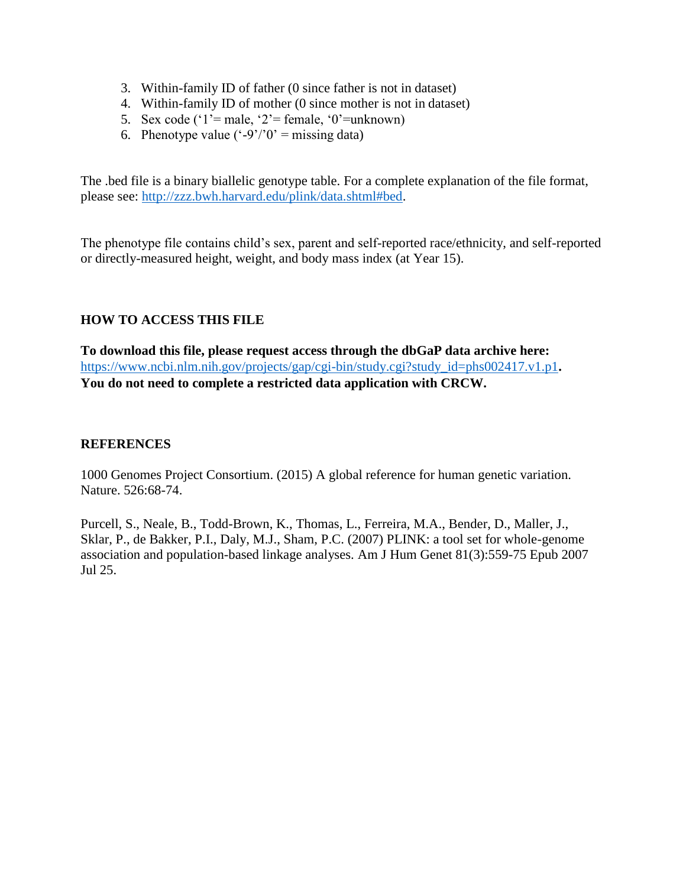3. Within-family ID of father (0 since father is not in dataset)
4. Within-family ID of mother (0 since mother is not in dataset)
5. Sex code ('1'= male, '2'= female, '0'=unknown)
6. Phenotype value ('-9'/'0' = missing data)

The .bed file is a binary biallelic genotype table. For a complete explanation of the file format, please see: http://zzz.bwh.harvard.edu/plink/data.shtml#bed.

The phenotype file contains child's sex, parent and self-reported race/ethnicity, and self-reported or directly-measured height, weight, and body mass index (at Year 15).

**HOW TO ACCESS THIS FILE**

**To download this file, please request access through the dbGaP data archive here:** https://www.ncbi.nlm.nih.gov/projects/gap/cgi-bin/study.cgi?study_id=phs002417.v1.p1**.**
**You do not need to complete a restricted data application with CRCW.**

**REFERENCES**

1000 Genomes Project Consortium. (2015) A global reference for human genetic variation. Nature. 526:68-74.

Purcell, S., Neale, B., Todd-Brown, K., Thomas, L., Ferreira, M.A., Bender, D., Maller, J., Sklar, P., de Bakker, P.I., Daly, M.J., Sham, P.C. (2007) PLINK: a tool set for whole-genome association and population-based linkage analyses. Am J Hum Genet 81(3):559-75 Epub 2007 Jul 25.